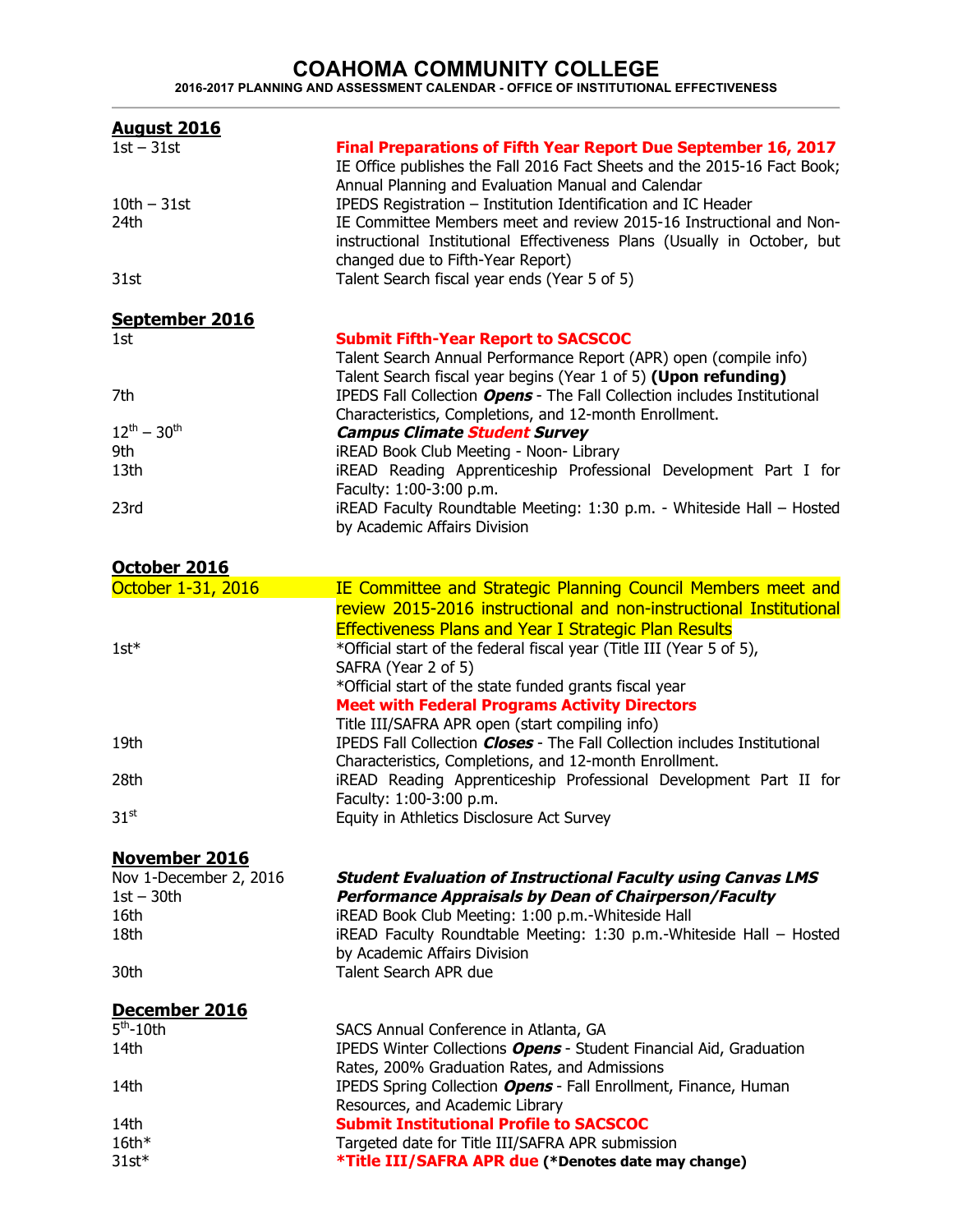# COAHOMA COMMUNITY COLLEGE

**2016-2017 PLANNING AND ASSESSMENT CALENDAR - OFFICE OF INSTITUTIONAL EFFECTIVENESS**

## August 2016

| Date | Activity |
|---|---|
| 1st – 31st | **Final Preparations of Fifth Year Report Due September 16, 2017** |
| | IE Office publishes the Fall 2016 Fact Sheets and the 2015-16 Fact Book; Annual Planning and Evaluation Manual and Calendar |
| 10th – 31st | IPEDS Registration – Institution Identification and IC Header |
| 24th | IE Committee Members meet and review 2015-16 Instructional and Non-instructional Institutional Effectiveness Plans (Usually in October, but changed due to Fifth-Year Report) |
| 31st | Talent Search fiscal year ends (Year 5 of 5) |

## September 2016

| Date | Activity |
|---|---|
| 1st | **Submit Fifth-Year Report to SACSCOC** |
| | Talent Search Annual Performance Report (APR) open (compile info) |
| | Talent Search fiscal year begins (Year 1 of 5) **(Upon refunding)** |
| 7th | IPEDS Fall Collection ***Opens*** - The Fall Collection includes Institutional Characteristics, Completions, and 12-month Enrollment. |
| 12th – 30th | ***Campus Climate Student Survey*** |
| 9th | iREAD Book Club Meeting - Noon- Library |
| 13th | iREAD Reading Apprenticeship Professional Development Part I for Faculty: 1:00-3:00 p.m. |
| 23rd | iREAD Faculty Roundtable Meeting: 1:30 p.m. - Whiteside Hall – Hosted by Academic Affairs Division |

## October 2016

| Date | Activity |
|---|---|
| October 1-31, 2016 | IE Committee and Strategic Planning Council Members meet and review 2015-2016 instructional and non-instructional Institutional Effectiveness Plans and Year I Strategic Plan Results |
| 1st* | *Official start of the federal fiscal year (Title III (Year 5 of 5), SAFRA (Year 2 of 5) |
| | *Official start of the state funded grants fiscal year |
| | **Meet with Federal Programs Activity Directors** |
| | Title III/SAFRA APR open (start compiling info) |
| 19th | IPEDS Fall Collection ***Closes*** - The Fall Collection includes Institutional Characteristics, Completions, and 12-month Enrollment. |
| 28th | iREAD Reading Apprenticeship Professional Development Part II for Faculty: 1:00-3:00 p.m. |
| 31st | Equity in Athletics Disclosure Act Survey |

## November 2016

| Date | Activity |
|---|---|
| Nov 1-December 2, 2016 | ***Student Evaluation of Instructional Faculty using Canvas LMS*** |
| 1st – 30th | ***Performance Appraisals by Dean of Chairperson/Faculty*** |
| 16th | iREAD Book Club Meeting: 1:00 p.m.-Whiteside Hall |
| 18th | iREAD Faculty Roundtable Meeting: 1:30 p.m.-Whiteside Hall – Hosted by Academic Affairs Division |
| 30th | Talent Search APR due |

## December 2016

| Date | Activity |
|---|---|
| 5th-10th | SACS Annual Conference in Atlanta, GA |
| 14th | IPEDS Winter Collections ***Opens*** - Student Financial Aid, Graduation Rates, 200% Graduation Rates, and Admissions |
| 14th | IPEDS Spring Collection ***Opens*** - Fall Enrollment, Finance, Human Resources, and Academic Library |
| 14th | **Submit Institutional Profile to SACSCOC** |
| 16th* | Targeted date for Title III/SAFRA APR submission |
| 31st* | ***Title III/SAFRA APR due** **(*Denotes date may change)** |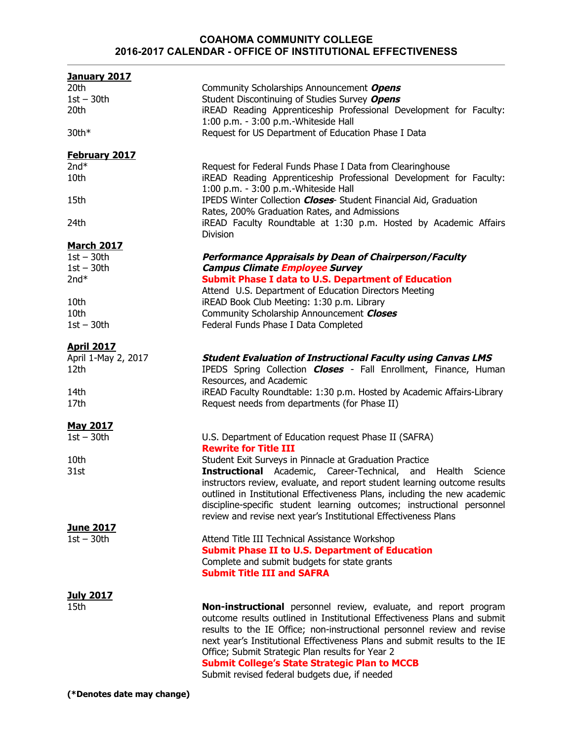**COAHOMA COMMUNITY COLLEGE**
**2016-2017 CALENDAR - OFFICE OF INSTITUTIONAL EFFECTIVENESS**

---

## January 2017

| | |
|---|---|
| 20th | Community Scholarships Announcement ***Opens*** |
| 1st – 30th | Student Discontinuing of Studies Survey ***Opens*** |
| 20th | iREAD Reading Apprenticeship Professional Development for Faculty: 1:00 p.m. - 3:00 p.m.-Whiteside Hall |
| 30th* | Request for US Department of Education Phase I Data |

## February 2017

| | |
|---|---|
| 2nd* | Request for Federal Funds Phase I Data from Clearinghouse |
| 10th | iREAD Reading Apprenticeship Professional Development for Faculty: 1:00 p.m. - 3:00 p.m.-Whiteside Hall |
| 15th | IPEDS Winter Collection ***Closes***- Student Financial Aid, Graduation Rates, 200% Graduation Rates, and Admissions |
| 24th | iREAD Faculty Roundtable at 1:30 p.m. Hosted by Academic Affairs Division |

## March 2017

| | |
|---|---|
| 1st – 30th | ***Performance Appraisals by Dean of Chairperson/Faculty*** |
| 1st – 30th | ***Campus Climate Employee Survey*** |
| 2nd* | **Submit Phase I data to U.S. Department of Education**<br>Attend U.S. Department of Education Directors Meeting |
| 10th | iREAD Book Club Meeting: 1:30 p.m. Library |
| 10th | Community Scholarship Announcement ***Closes*** |
| 1st – 30th | Federal Funds Phase I Data Completed |

## April 2017

| | |
|---|---|
| April 1-May 2, 2017 | ***Student Evaluation of Instructional Faculty using Canvas LMS*** |
| 12th | IPEDS Spring Collection ***Closes*** - Fall Enrollment, Finance, Human Resources, and Academic |
| 14th | iREAD Faculty Roundtable: 1:30 p.m. Hosted by Academic Affairs-Library |
| 17th | Request needs from departments (for Phase II) |

## May 2017

| | |
|---|---|
| 1st – 30th | U.S. Department of Education request Phase II (SAFRA)<br>**Rewrite for Title III** |
| 10th | Student Exit Surveys in Pinnacle at Graduation Practice |
| 31st | **Instructional** Academic, Career-Technical, and Health Science instructors review, evaluate, and report student learning outcome results outlined in Institutional Effectiveness Plans, including the new academic discipline-specific student learning outcomes; instructional personnel review and revise next year's Institutional Effectiveness Plans |

## June 2017

| | |
|---|---|
| 1st – 30th | Attend Title III Technical Assistance Workshop<br>**Submit Phase II to U.S. Department of Education**<br>Complete and submit budgets for state grants<br>**Submit Title III and SAFRA** |

## July 2017

| | |
|---|---|
| 15th | **Non-instructional** personnel review, evaluate, and report program outcome results outlined in Institutional Effectiveness Plans and submit results to the IE Office; non-instructional personnel review and revise next year's Institutional Effectiveness Plans and submit results to the IE Office; Submit Strategic Plan results for Year 2<br>**Submit College's State Strategic Plan to MCCB**<br>Submit revised federal budgets due, if needed |

**(*Denotes date may change)**